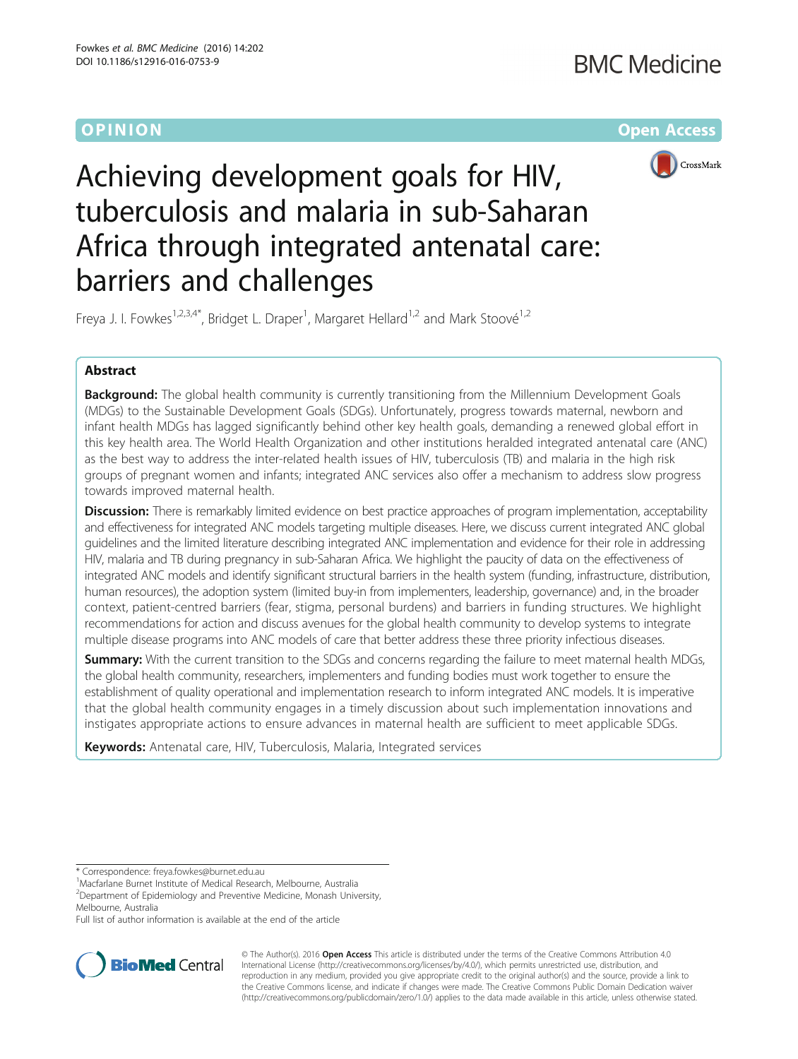OPINION

Open Access

# Achieving development goals for HIV, tuberculosis and malaria in sub-Saharan Africa through integrated antenatal care: barriers and challenges

Freya J. I. Fowkes[1,2,3,4*], Bridget L. Draper[1], Margaret Hellard[1,2] and Mark Stoové[1,2]

## Abstract

**Background:** The global health community is currently transitioning from the Millennium Development Goals (MDGs) to the Sustainable Development Goals (SDGs). Unfortunately, progress towards maternal, newborn and infant health MDGs has lagged significantly behind other key health goals, demanding a renewed global effort in this key health area. The World Health Organization and other institutions heralded integrated antenatal care (ANC) as the best way to address the inter-related health issues of HIV, tuberculosis (TB) and malaria in the high risk groups of pregnant women and infants; integrated ANC services also offer a mechanism to address slow progress towards improved maternal health.

**Discussion:** There is remarkably limited evidence on best practice approaches of program implementation, acceptability and effectiveness for integrated ANC models targeting multiple diseases. Here, we discuss current integrated ANC global guidelines and the limited literature describing integrated ANC implementation and evidence for their role in addressing HIV, malaria and TB during pregnancy in sub-Saharan Africa. We highlight the paucity of data on the effectiveness of integrated ANC models and identify significant structural barriers in the health system (funding, infrastructure, distribution, human resources), the adoption system (limited buy-in from implementers, leadership, governance) and, in the broader context, patient-centred barriers (fear, stigma, personal burdens) and barriers in funding structures. We highlight recommendations for action and discuss avenues for the global health community to develop systems to integrate multiple disease programs into ANC models of care that better address these three priority infectious diseases.

**Summary:** With the current transition to the SDGs and concerns regarding the failure to meet maternal health MDGs, the global health community, researchers, implementers and funding bodies must work together to ensure the establishment of quality operational and implementation research to inform integrated ANC models. It is imperative that the global health community engages in a timely discussion about such implementation innovations and instigates appropriate actions to ensure advances in maternal health are sufficient to meet applicable SDGs.

**Keywords:** Antenatal care, HIV, Tuberculosis, Malaria, Integrated services

\* Correspondence: freya.fowkes@burnet.edu.au
[1]Macfarlane Burnet Institute of Medical Research, Melbourne, Australia
[2]Department of Epidemiology and Preventive Medicine, Monash University, Melbourne, Australia
Full list of author information is available at the end of the article

© The Author(s). 2016 **Open Access** This article is distributed under the terms of the Creative Commons Attribution 4.0 International License (http://creativecommons.org/licenses/by/4.0/), which permits unrestricted use, distribution, and reproduction in any medium, provided you give appropriate credit to the original author(s) and the source, provide a link to the Creative Commons license, and indicate if changes were made. The Creative Commons Public Domain Dedication waiver (http://creativecommons.org/publicdomain/zero/1.0/) applies to the data made available in this article, unless otherwise stated.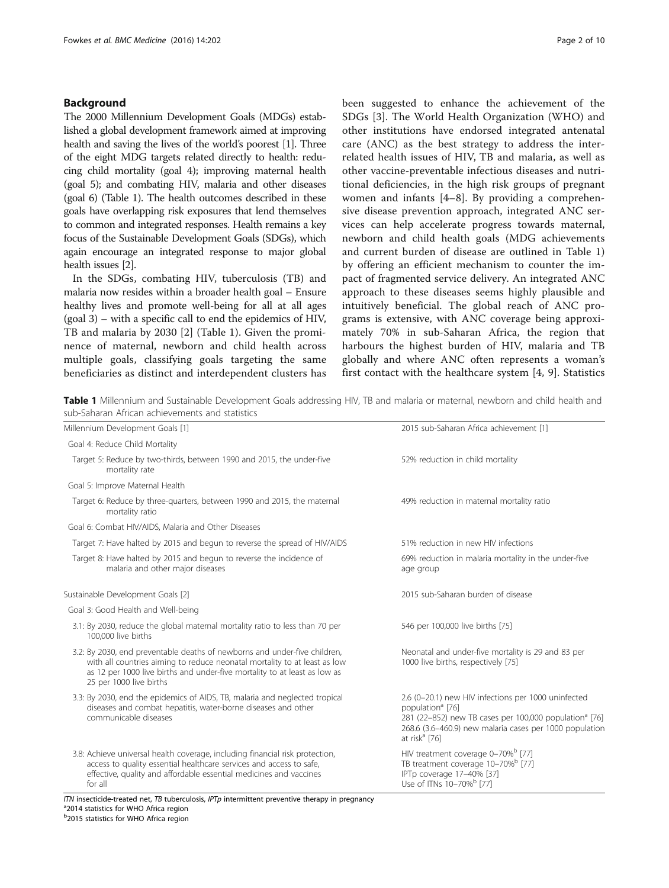## Background

The 2000 Millennium Development Goals (MDGs) established a global development framework aimed at improving health and saving the lives of the world's poorest [1]. Three of the eight MDG targets related directly to health: reducing child mortality (goal 4); improving maternal health (goal 5); and combating HIV, malaria and other diseases (goal 6) (Table 1). The health outcomes described in these goals have overlapping risk exposures that lend themselves to common and integrated responses. Health remains a key focus of the Sustainable Development Goals (SDGs), which again encourage an integrated response to major global health issues [2].

In the SDGs, combating HIV, tuberculosis (TB) and malaria now resides within a broader health goal – Ensure healthy lives and promote well-being for all at all ages (goal 3) – with a specific call to end the epidemics of HIV, TB and malaria by 2030 [2] (Table 1). Given the prominence of maternal, newborn and child health across multiple goals, classifying goals targeting the same beneficiaries as distinct and interdependent clusters has been suggested to enhance the achievement of the SDGs [3]. The World Health Organization (WHO) and other institutions have endorsed integrated antenatal care (ANC) as the best strategy to address the interrelated health issues of HIV, TB and malaria, as well as other vaccine-preventable infectious diseases and nutritional deficiencies, in the high risk groups of pregnant women and infants [4–8]. By providing a comprehensive disease prevention approach, integrated ANC services can help accelerate progress towards maternal, newborn and child health goals (MDG achievements and current burden of disease are outlined in Table 1) by offering an efficient mechanism to counter the impact of fragmented service delivery. An integrated ANC approach to these diseases seems highly plausible and intuitively beneficial. The global reach of ANC programs is extensive, with ANC coverage being approximately 70% in sub-Saharan Africa, the region that harbours the highest burden of HIV, malaria and TB globally and where ANC often represents a woman's first contact with the healthcare system [4, 9]. Statistics

**Table 1** Millennium and Sustainable Development Goals addressing HIV, TB and malaria or maternal, newborn and child health and sub-Saharan African achievements and statistics

| Millennium Development Goals [1] | 2015 sub-Saharan Africa achievement [1] |
|---|---|
| Goal 4: Reduce Child Mortality | |
| Target 5: Reduce by two-thirds, between 1990 and 2015, the under-five mortality rate | 52% reduction in child mortality |
| Goal 5: Improve Maternal Health | |
| Target 6: Reduce by three-quarters, between 1990 and 2015, the maternal mortality ratio | 49% reduction in maternal mortality ratio |
| Goal 6: Combat HIV/AIDS, Malaria and Other Diseases | |
| Target 7: Have halted by 2015 and begun to reverse the spread of HIV/AIDS | 51% reduction in new HIV infections |
| Target 8: Have halted by 2015 and begun to reverse the incidence of malaria and other major diseases | 69% reduction in malaria mortality in the under-five age group |
| **Sustainable Development Goals [2]** | **2015 sub-Saharan burden of disease** |
| Goal 3: Good Health and Well-being | |
| 3.1: By 2030, reduce the global maternal mortality ratio to less than 70 per 100,000 live births | 546 per 100,000 live births [75] |
| 3.2: By 2030, end preventable deaths of newborns and under-five children, with all countries aiming to reduce neonatal mortality to at least as low as 12 per 1000 live births and under-five mortality to at least as low as 25 per 1000 live births | Neonatal and under-five mortality is 29 and 83 per 1000 live births, respectively [75] |
| 3.3: By 2030, end the epidemics of AIDS, TB, malaria and neglected tropical diseases and combat hepatitis, water-borne diseases and other communicable diseases | 2.6 (0–20.1) new HIV infections per 1000 uninfected population[a] [76]<br>281 (22–852) new TB cases per 100,000 population[a] [76]<br>268.6 (3.6–460.9) new malaria cases per 1000 population at risk[a] [76] |
| 3.8: Achieve universal health coverage, including financial risk protection, access to quality essential healthcare services and access to safe, effective, quality and affordable essential medicines and vaccines for all | HIV treatment coverage 0–70%[b] [77]<br>TB treatment coverage 10–70%[b] [77]<br>IPTp coverage 17–40% [37]<br>Use of ITNs 10–70%[b] [77] |

*ITN* insecticide-treated net, *TB* tuberculosis, *IPTp* intermittent preventive therapy in pregnancy
[a]2014 statistics for WHO Africa region
[b]2015 statistics for WHO Africa region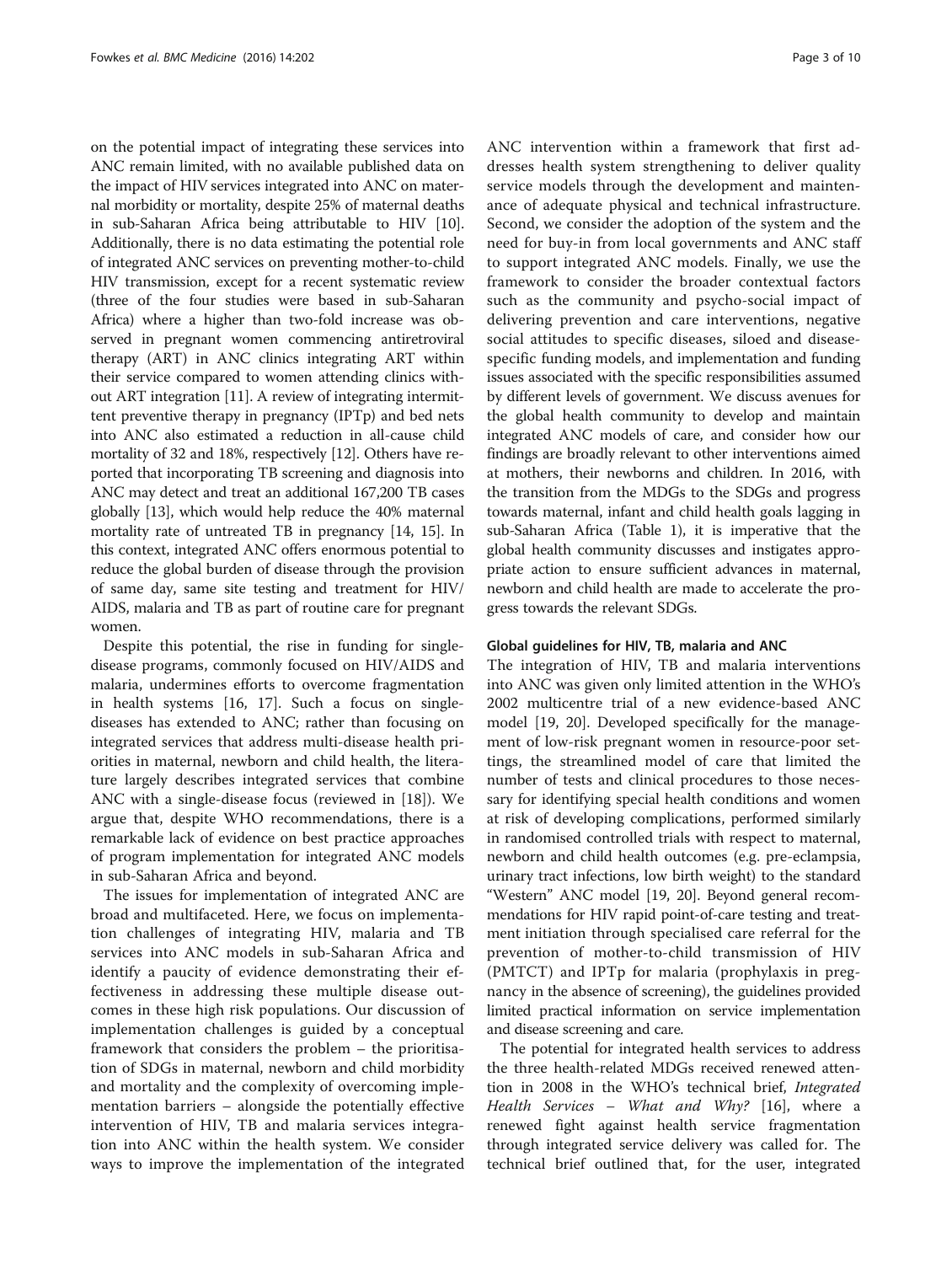on the potential impact of integrating these services into ANC remain limited, with no available published data on the impact of HIV services integrated into ANC on maternal morbidity or mortality, despite 25% of maternal deaths in sub-Saharan Africa being attributable to HIV [10]. Additionally, there is no data estimating the potential role of integrated ANC services on preventing mother-to-child HIV transmission, except for a recent systematic review (three of the four studies were based in sub-Saharan Africa) where a higher than two-fold increase was observed in pregnant women commencing antiretroviral therapy (ART) in ANC clinics integrating ART within their service compared to women attending clinics without ART integration [11]. A review of integrating intermittent preventive therapy in pregnancy (IPTp) and bed nets into ANC also estimated a reduction in all-cause child mortality of 32 and 18%, respectively [12]. Others have reported that incorporating TB screening and diagnosis into ANC may detect and treat an additional 167,200 TB cases globally [13], which would help reduce the 40% maternal mortality rate of untreated TB in pregnancy [14, 15]. In this context, integrated ANC offers enormous potential to reduce the global burden of disease through the provision of same day, same site testing and treatment for HIV/AIDS, malaria and TB as part of routine care for pregnant women.

Despite this potential, the rise in funding for single-disease programs, commonly focused on HIV/AIDS and malaria, undermines efforts to overcome fragmentation in health systems [16, 17]. Such a focus on single-diseases has extended to ANC; rather than focusing on integrated services that address multi-disease health priorities in maternal, newborn and child health, the literature largely describes integrated services that combine ANC with a single-disease focus (reviewed in [18]). We argue that, despite WHO recommendations, there is a remarkable lack of evidence on best practice approaches of program implementation for integrated ANC models in sub-Saharan Africa and beyond.

The issues for implementation of integrated ANC are broad and multifaceted. Here, we focus on implementation challenges of integrating HIV, malaria and TB services into ANC models in sub-Saharan Africa and identify a paucity of evidence demonstrating their effectiveness in addressing these multiple disease outcomes in these high risk populations. Our discussion of implementation challenges is guided by a conceptual framework that considers the problem – the prioritisation of SDGs in maternal, newborn and child morbidity and mortality and the complexity of overcoming implementation barriers – alongside the potentially effective intervention of HIV, TB and malaria services integration into ANC within the health system. We consider ways to improve the implementation of the integrated ANC intervention within a framework that first addresses health system strengthening to deliver quality service models through the development and maintenance of adequate physical and technical infrastructure. Second, we consider the adoption of the system and the need for buy-in from local governments and ANC staff to support integrated ANC models. Finally, we use the framework to consider the broader contextual factors such as the community and psycho-social impact of delivering prevention and care interventions, negative social attitudes to specific diseases, siloed and disease-specific funding models, and implementation and funding issues associated with the specific responsibilities assumed by different levels of government. We discuss avenues for the global health community to develop and maintain integrated ANC models of care, and consider how our findings are broadly relevant to other interventions aimed at mothers, their newborns and children. In 2016, with the transition from the MDGs to the SDGs and progress towards maternal, infant and child health goals lagging in sub-Saharan Africa (Table 1), it is imperative that the global health community discusses and instigates appropriate action to ensure sufficient advances in maternal, newborn and child health are made to accelerate the progress towards the relevant SDGs.

## Global guidelines for HIV, TB, malaria and ANC

The integration of HIV, TB and malaria interventions into ANC was given only limited attention in the WHO's 2002 multicentre trial of a new evidence-based ANC model [19, 20]. Developed specifically for the management of low-risk pregnant women in resource-poor settings, the streamlined model of care that limited the number of tests and clinical procedures to those necessary for identifying special health conditions and women at risk of developing complications, performed similarly in randomised controlled trials with respect to maternal, newborn and child health outcomes (e.g. pre-eclampsia, urinary tract infections, low birth weight) to the standard "Western" ANC model [19, 20]. Beyond general recommendations for HIV rapid point-of-care testing and treatment initiation through specialised care referral for the prevention of mother-to-child transmission of HIV (PMTCT) and IPTp for malaria (prophylaxis in pregnancy in the absence of screening), the guidelines provided limited practical information on service implementation and disease screening and care.

The potential for integrated health services to address the three health-related MDGs received renewed attention in 2008 in the WHO's technical brief, *Integrated Health Services – What and Why?* [16], where a renewed fight against health service fragmentation through integrated service delivery was called for. The technical brief outlined that, for the user, integrated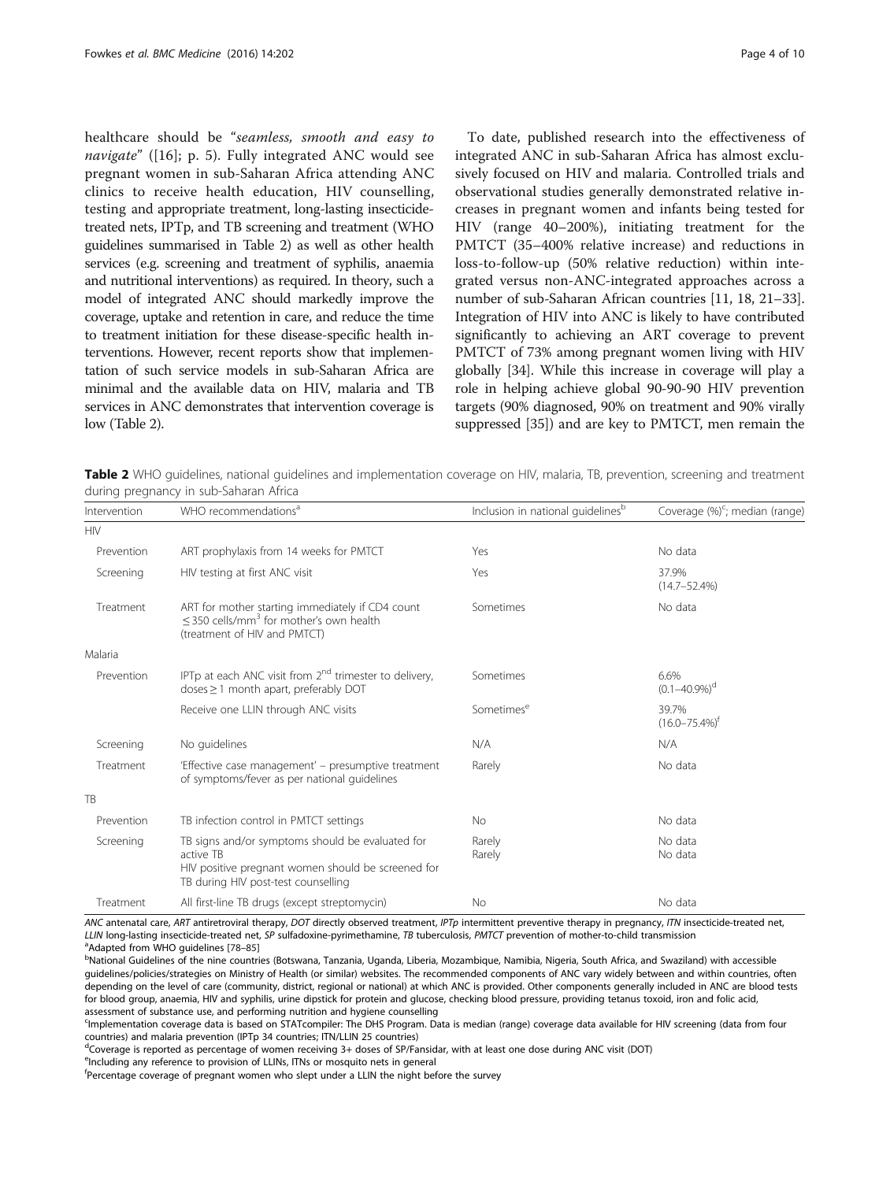healthcare should be "*seamless, smooth and easy to navigate*" ([16]; p. 5). Fully integrated ANC would see pregnant women in sub-Saharan Africa attending ANC clinics to receive health education, HIV counselling, testing and appropriate treatment, long-lasting insecticide-treated nets, IPTp, and TB screening and treatment (WHO guidelines summarised in Table 2) as well as other health services (e.g. screening and treatment of syphilis, anaemia and nutritional interventions) as required. In theory, such a model of integrated ANC should markedly improve the coverage, uptake and retention in care, and reduce the time to treatment initiation for these disease-specific health interventions. However, recent reports show that implementation of such service models in sub-Saharan Africa are minimal and the available data on HIV, malaria and TB services in ANC demonstrates that intervention coverage is low (Table 2).

To date, published research into the effectiveness of integrated ANC in sub-Saharan Africa has almost exclusively focused on HIV and malaria. Controlled trials and observational studies generally demonstrated relative increases in pregnant women and infants being tested for HIV (range 40–200%), initiating treatment for the PMTCT (35–400% relative increase) and reductions in loss-to-follow-up (50% relative reduction) within integrated versus non-ANC-integrated approaches across a number of sub-Saharan African countries [11, 18, 21–33]. Integration of HIV into ANC is likely to have contributed significantly to achieving an ART coverage to prevent PMTCT of 73% among pregnant women living with HIV globally [34]. While this increase in coverage will play a role in helping achieve global 90-90-90 HIV prevention targets (90% diagnosed, 90% on treatment and 90% virally suppressed [35]) and are key to PMTCT, men remain the

**Table 2** WHO guidelines, national guidelines and implementation coverage on HIV, malaria, TB, prevention, screening and treatment during pregnancy in sub-Saharan Africa

| Intervention | WHO recommendations[a] | Inclusion in national guidelines[b] | Coverage (%)[c]; median (range) |
|---|---|---|---|
| HIV | | | |
| Prevention | ART prophylaxis from 14 weeks for PMTCT | Yes | No data |
| Screening | HIV testing at first ANC visit | Yes | 37.9% (14.7–52.4%) |
| Treatment | ART for mother starting immediately if CD4 count ≤ 350 cells/mm$^3$ for mother's own health (treatment of HIV and PMTCT) | Sometimes | No data |
| Malaria | | | |
| Prevention | IPTp at each ANC visit from 2[nd] trimester to delivery, doses ≥ 1 month apart, preferably DOT | Sometimes | 6.6% (0.1–40.9%)[d] |
| | Receive one LLIN through ANC visits | Sometimes[e] | 39.7% (16.0–75.4%)[f] |
| Screening | No guidelines | N/A | N/A |
| Treatment | 'Effective case management' – presumptive treatment of symptoms/fever as per national guidelines | Rarely | No data |
| TB | | | |
| Prevention | TB infection control in PMTCT settings | No | No data |
| Screening | TB signs and/or symptoms should be evaluated for active TB<br>HIV positive pregnant women should be screened for TB during HIV post-test counselling | Rarely<br>Rarely | No data<br>No data |
| Treatment | All first-line TB drugs (except streptomycin) | No | No data |

*ANC* antenatal care, *ART* antiretroviral therapy, *DOT* directly observed treatment, *IPTp* intermittent preventive therapy in pregnancy, *ITN* insecticide-treated net, *LLIN* long-lasting insecticide-treated net, *SP* sulfadoxine-pyrimethamine, *TB* tuberculosis, *PMTCT* prevention of mother-to-child transmission

[a]Adapted from WHO guidelines [78–85]

[b]National Guidelines of the nine countries (Botswana, Tanzania, Uganda, Liberia, Mozambique, Namibia, Nigeria, South Africa, and Swaziland) with accessible guidelines/policies/strategies on Ministry of Health (or similar) websites. The recommended components of ANC vary widely between and within countries, often depending on the level of care (community, district, regional or national) at which ANC is provided. Other components generally included in ANC are blood tests for blood group, anaemia, HIV and syphilis, urine dipstick for protein and glucose, checking blood pressure, providing tetanus toxoid, iron and folic acid, assessment of substance use, and performing nutrition and hygiene counselling

[c]Implementation coverage data is based on STATcompiler: The DHS Program. Data is median (range) coverage data available for HIV screening (data from four countries) and malaria prevention (IPTp 34 countries; ITN/LLIN 25 countries)

[d]Coverage is reported as percentage of women receiving 3+ doses of SP/Fansidar, with at least one dose during ANC visit (DOT)

[e]Including any reference to provision of LLINs, ITNs or mosquito nets in general

[f]Percentage coverage of pregnant women who slept under a LLIN the night before the survey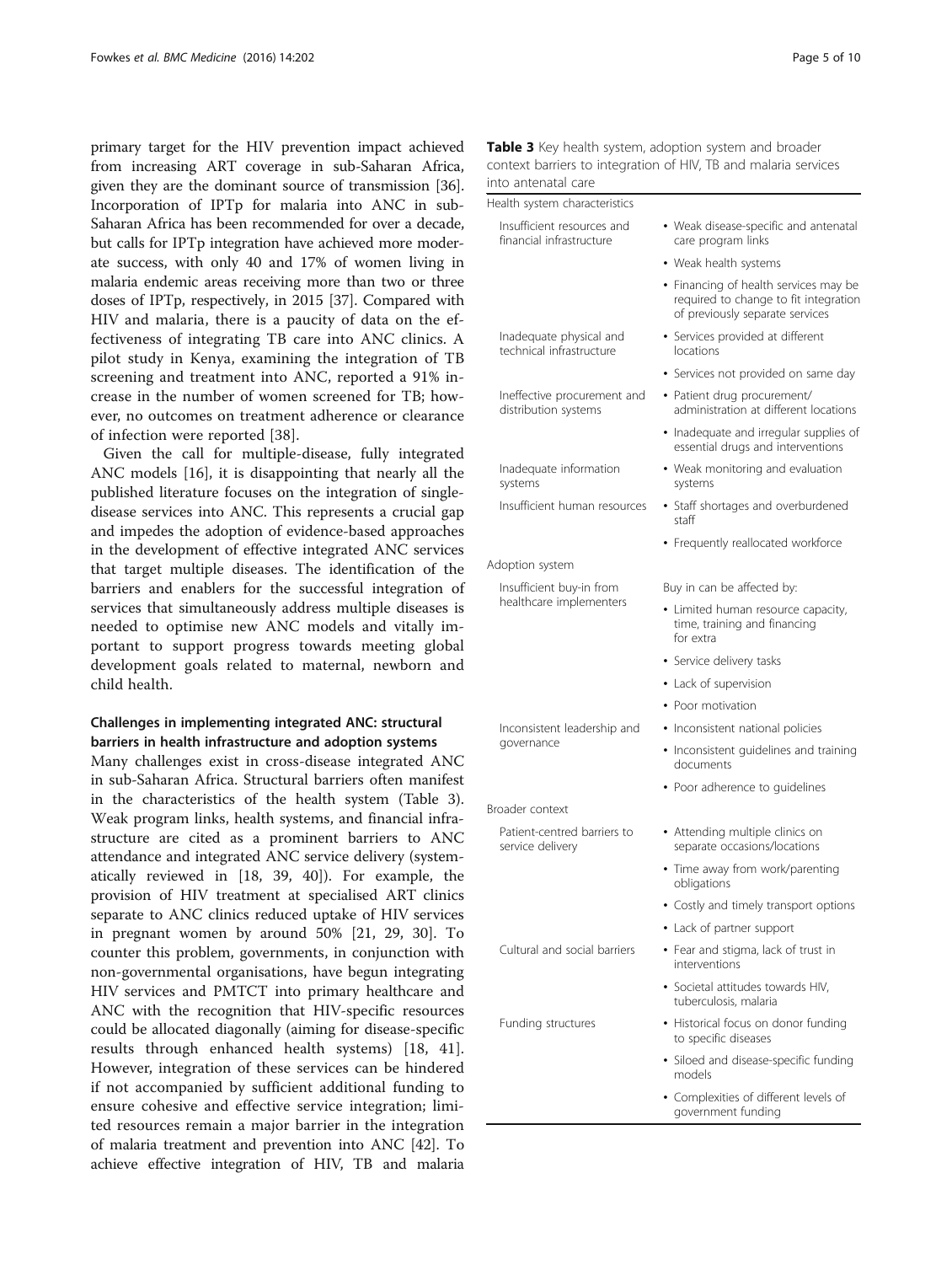primary target for the HIV prevention impact achieved from increasing ART coverage in sub-Saharan Africa, given they are the dominant source of transmission [36]. Incorporation of IPTp for malaria into ANC in sub-Saharan Africa has been recommended for over a decade, but calls for IPTp integration have achieved more moderate success, with only 40 and 17% of women living in malaria endemic areas receiving more than two or three doses of IPTp, respectively, in 2015 [37]. Compared with HIV and malaria, there is a paucity of data on the effectiveness of integrating TB care into ANC clinics. A pilot study in Kenya, examining the integration of TB screening and treatment into ANC, reported a 91% increase in the number of women screened for TB; however, no outcomes on treatment adherence or clearance of infection were reported [38].

Given the call for multiple-disease, fully integrated ANC models [16], it is disappointing that nearly all the published literature focuses on the integration of single-disease services into ANC. This represents a crucial gap and impedes the adoption of evidence-based approaches in the development of effective integrated ANC services that target multiple diseases. The identification of the barriers and enablers for the successful integration of services that simultaneously address multiple diseases is needed to optimise new ANC models and vitally important to support progress towards meeting global development goals related to maternal, newborn and child health.

## Challenges in implementing integrated ANC: structural barriers in health infrastructure and adoption systems

Many challenges exist in cross-disease integrated ANC in sub-Saharan Africa. Structural barriers often manifest in the characteristics of the health system (Table 3). Weak program links, health systems, and financial infrastructure are cited as a prominent barriers to ANC attendance and integrated ANC service delivery (systematically reviewed in [18, 39, 40]). For example, the provision of HIV treatment at specialised ART clinics separate to ANC clinics reduced uptake of HIV services in pregnant women by around 50% [21, 29, 30]. To counter this problem, governments, in conjunction with non-governmental organisations, have begun integrating HIV services and PMTCT into primary healthcare and ANC with the recognition that HIV-specific resources could be allocated diagonally (aiming for disease-specific results through enhanced health systems) [18, 41]. However, integration of these services can be hindered if not accompanied by sufficient additional funding to ensure cohesive and effective service integration; limited resources remain a major barrier in the integration of malaria treatment and prevention into ANC [42]. To achieve effective integration of HIV, TB and malaria

**Table 3** Key health system, adoption system and broader context barriers to integration of HIV, TB and malaria services into antenatal care

| Health system characteristics | |
|---|---|
| Insufficient resources and financial infrastructure | • Weak disease-specific and antenatal care program links |
| | • Weak health systems |
| | • Financing of health services may be required to change to fit integration of previously separate services |
| Inadequate physical and technical infrastructure | • Services provided at different locations |
| | • Services not provided on same day |
| Ineffective procurement and distribution systems | • Patient drug procurement/ administration at different locations |
| | • Inadequate and irregular supplies of essential drugs and interventions |
| Inadequate information systems | • Weak monitoring and evaluation systems |
| Insufficient human resources | • Staff shortages and overburdened staff |
| | • Frequently reallocated workforce |
| Adoption system | |
| Insufficient buy-in from healthcare implementers | Buy in can be affected by: |
| | • Limited human resource capacity, time, training and financing for extra |
| | • Service delivery tasks |
| | • Lack of supervision |
| | • Poor motivation |
| Inconsistent leadership and governance | • Inconsistent national policies |
| | • Inconsistent guidelines and training documents |
| | • Poor adherence to guidelines |
| Broader context | |
| Patient-centred barriers to service delivery | • Attending multiple clinics on separate occasions/locations |
| | • Time away from work/parenting obligations |
| | • Costly and timely transport options |
| | • Lack of partner support |
| Cultural and social barriers | • Fear and stigma, lack of trust in interventions |
| | • Societal attitudes towards HIV, tuberculosis, malaria |
| Funding structures | • Historical focus on donor funding to specific diseases |
| | • Siloed and disease-specific funding models |
| | • Complexities of different levels of government funding |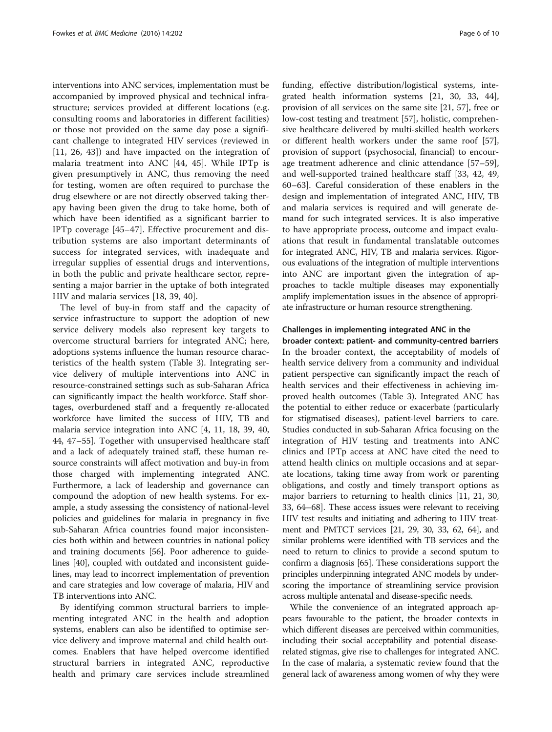interventions into ANC services, implementation must be accompanied by improved physical and technical infrastructure; services provided at different locations (e.g. consulting rooms and laboratories in different facilities) or those not provided on the same day pose a significant challenge to integrated HIV services (reviewed in [11, 26, 43]) and have impacted on the integration of malaria treatment into ANC [44, 45]. While IPTp is given presumptively in ANC, thus removing the need for testing, women are often required to purchase the drug elsewhere or are not directly observed taking therapy having been given the drug to take home, both of which have been identified as a significant barrier to IPTp coverage [45–47]. Effective procurement and distribution systems are also important determinants of success for integrated services, with inadequate and irregular supplies of essential drugs and interventions, in both the public and private healthcare sector, representing a major barrier in the uptake of both integrated HIV and malaria services [18, 39, 40].

The level of buy-in from staff and the capacity of service infrastructure to support the adoption of new service delivery models also represent key targets to overcome structural barriers for integrated ANC; here, adoptions systems influence the human resource characteristics of the health system (Table 3). Integrating service delivery of multiple interventions into ANC in resource-constrained settings such as sub-Saharan Africa can significantly impact the health workforce. Staff shortages, overburdened staff and a frequently re-allocated workforce have limited the success of HIV, TB and malaria service integration into ANC [4, 11, 18, 39, 40, 44, 47–55]. Together with unsupervised healthcare staff and a lack of adequately trained staff, these human resource constraints will affect motivation and buy-in from those charged with implementing integrated ANC. Furthermore, a lack of leadership and governance can compound the adoption of new health systems. For example, a study assessing the consistency of national-level policies and guidelines for malaria in pregnancy in five sub-Saharan Africa countries found major inconsistencies both within and between countries in national policy and training documents [56]. Poor adherence to guidelines [40], coupled with outdated and inconsistent guidelines, may lead to incorrect implementation of prevention and care strategies and low coverage of malaria, HIV and TB interventions into ANC.

By identifying common structural barriers to implementing integrated ANC in the health and adoption systems, enablers can also be identified to optimise service delivery and improve maternal and child health outcomes. Enablers that have helped overcome identified structural barriers in integrated ANC, reproductive health and primary care services include streamlined funding, effective distribution/logistical systems, integrated health information systems [21, 30, 33, 44], provision of all services on the same site [21, 57], free or low-cost testing and treatment [57], holistic, comprehensive healthcare delivered by multi-skilled health workers or different health workers under the same roof [57], provision of support (psychosocial, financial) to encourage treatment adherence and clinic attendance [57–59], and well-supported trained healthcare staff [33, 42, 49, 60–63]. Careful consideration of these enablers in the design and implementation of integrated ANC, HIV, TB and malaria services is required and will generate demand for such integrated services. It is also imperative to have appropriate process, outcome and impact evaluations that result in fundamental translatable outcomes for integrated ANC, HIV, TB and malaria services. Rigorous evaluations of the integration of multiple interventions into ANC are important given the integration of approaches to tackle multiple diseases may exponentially amplify implementation issues in the absence of appropriate infrastructure or human resource strengthening.

## Challenges in implementing integrated ANC in the broader context: patient- and community-centred barriers

In the broader context, the acceptability of models of health service delivery from a community and individual patient perspective can significantly impact the reach of health services and their effectiveness in achieving improved health outcomes (Table 3). Integrated ANC has the potential to either reduce or exacerbate (particularly for stigmatised diseases), patient-level barriers to care. Studies conducted in sub-Saharan Africa focusing on the integration of HIV testing and treatments into ANC clinics and IPTp access at ANC have cited the need to attend health clinics on multiple occasions and at separate locations, taking time away from work or parenting obligations, and costly and timely transport options as major barriers to returning to health clinics [11, 21, 30, 33, 64–68]. These access issues were relevant to receiving HIV test results and initiating and adhering to HIV treatment and PMTCT services [21, 29, 30, 33, 62, 64], and similar problems were identified with TB services and the need to return to clinics to provide a second sputum to confirm a diagnosis [65]. These considerations support the principles underpinning integrated ANC models by underscoring the importance of streamlining service provision across multiple antenatal and disease-specific needs.

While the convenience of an integrated approach appears favourable to the patient, the broader contexts in which different diseases are perceived within communities, including their social acceptability and potential disease-related stigmas, give rise to challenges for integrated ANC. In the case of malaria, a systematic review found that the general lack of awareness among women of why they were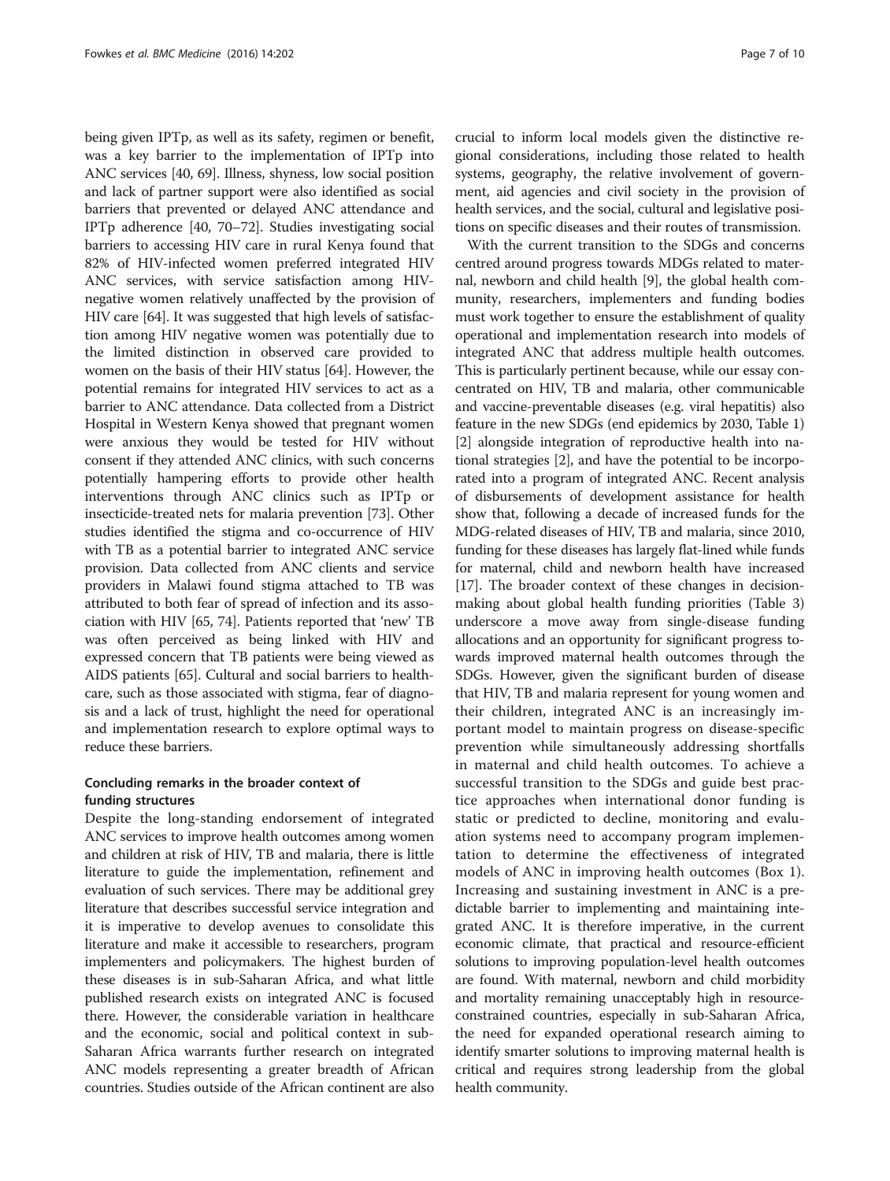being given IPTp, as well as its safety, regimen or benefit, was a key barrier to the implementation of IPTp into ANC services [40, 69]. Illness, shyness, low social position and lack of partner support were also identified as social barriers that prevented or delayed ANC attendance and IPTp adherence [40, 70–72]. Studies investigating social barriers to accessing HIV care in rural Kenya found that 82% of HIV-infected women preferred integrated HIV ANC services, with service satisfaction among HIV-negative women relatively unaffected by the provision of HIV care [64]. It was suggested that high levels of satisfaction among HIV negative women was potentially due to the limited distinction in observed care provided to women on the basis of their HIV status [64]. However, the potential remains for integrated HIV services to act as a barrier to ANC attendance. Data collected from a District Hospital in Western Kenya showed that pregnant women were anxious they would be tested for HIV without consent if they attended ANC clinics, with such concerns potentially hampering efforts to provide other health interventions through ANC clinics such as IPTp or insecticide-treated nets for malaria prevention [73]. Other studies identified the stigma and co-occurrence of HIV with TB as a potential barrier to integrated ANC service provision. Data collected from ANC clients and service providers in Malawi found stigma attached to TB was attributed to both fear of spread of infection and its association with HIV [65, 74]. Patients reported that 'new' TB was often perceived as being linked with HIV and expressed concern that TB patients were being viewed as AIDS patients [65]. Cultural and social barriers to healthcare, such as those associated with stigma, fear of diagnosis and a lack of trust, highlight the need for operational and implementation research to explore optimal ways to reduce these barriers.

## Concluding remarks in the broader context of funding structures

Despite the long-standing endorsement of integrated ANC services to improve health outcomes among women and children at risk of HIV, TB and malaria, there is little literature to guide the implementation, refinement and evaluation of such services. There may be additional grey literature that describes successful service integration and it is imperative to develop avenues to consolidate this literature and make it accessible to researchers, program implementers and policymakers. The highest burden of these diseases is in sub-Saharan Africa, and what little published research exists on integrated ANC is focused there. However, the considerable variation in healthcare and the economic, social and political context in sub-Saharan Africa warrants further research on integrated ANC models representing a greater breadth of African countries. Studies outside of the African continent are also crucial to inform local models given the distinctive regional considerations, including those related to health systems, geography, the relative involvement of government, aid agencies and civil society in the provision of health services, and the social, cultural and legislative positions on specific diseases and their routes of transmission.

With the current transition to the SDGs and concerns centred around progress towards MDGs related to maternal, newborn and child health [9], the global health community, researchers, implementers and funding bodies must work together to ensure the establishment of quality operational and implementation research into models of integrated ANC that address multiple health outcomes. This is particularly pertinent because, while our essay concentrated on HIV, TB and malaria, other communicable and vaccine-preventable diseases (e.g. viral hepatitis) also feature in the new SDGs (end epidemics by 2030, Table 1) [2] alongside integration of reproductive health into national strategies [2], and have the potential to be incorporated into a program of integrated ANC. Recent analysis of disbursements of development assistance for health show that, following a decade of increased funds for the MDG-related diseases of HIV, TB and malaria, since 2010, funding for these diseases has largely flat-lined while funds for maternal, child and newborn health have increased [17]. The broader context of these changes in decision-making about global health funding priorities (Table 3) underscore a move away from single-disease funding allocations and an opportunity for significant progress towards improved maternal health outcomes through the SDGs. However, given the significant burden of disease that HIV, TB and malaria represent for young women and their children, integrated ANC is an increasingly important model to maintain progress on disease-specific prevention while simultaneously addressing shortfalls in maternal and child health outcomes. To achieve a successful transition to the SDGs and guide best practice approaches when international donor funding is static or predicted to decline, monitoring and evaluation systems need to accompany program implementation to determine the effectiveness of integrated models of ANC in improving health outcomes (Box 1). Increasing and sustaining investment in ANC is a predictable barrier to implementing and maintaining integrated ANC. It is therefore imperative, in the current economic climate, that practical and resource-efficient solutions to improving population-level health outcomes are found. With maternal, newborn and child morbidity and mortality remaining unacceptably high in resource-constrained countries, especially in sub-Saharan Africa, the need for expanded operational research aiming to identify smarter solutions to improving maternal health is critical and requires strong leadership from the global health community.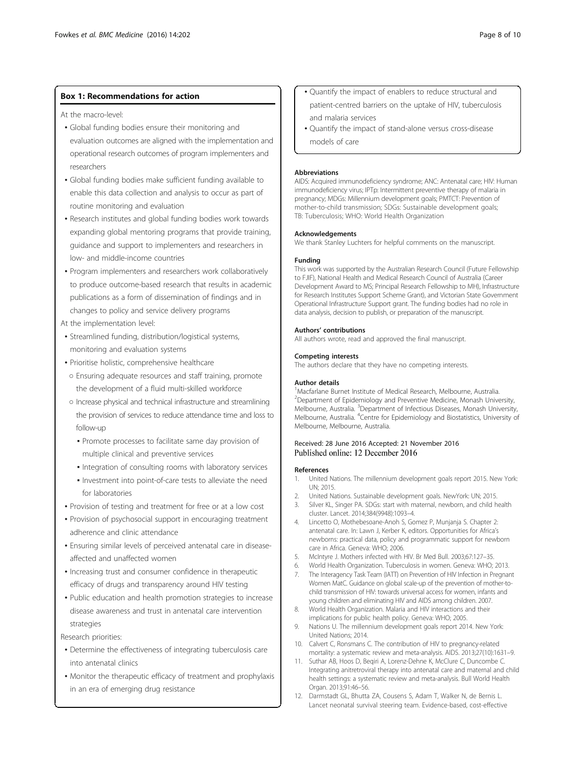**Box 1: Recommendations for action**

At the macro-level:

- Global funding bodies ensure their monitoring and evaluation outcomes are aligned with the implementation and operational research outcomes of program implementers and researchers
- Global funding bodies make sufficient funding available to enable this data collection and analysis to occur as part of routine monitoring and evaluation
- Research institutes and global funding bodies work towards expanding global mentoring programs that provide training, guidance and support to implementers and researchers in low- and middle-income countries
- Program implementers and researchers work collaboratively to produce outcome-based research that results in academic publications as a form of dissemination of findings and in changes to policy and service delivery programs

At the implementation level:

- Streamlined funding, distribution/logistical systems, monitoring and evaluation systems
- Prioritise holistic, comprehensive healthcare
  - Ensuring adequate resources and staff training, promote the development of a fluid multi-skilled workforce
  - Increase physical and technical infrastructure and streamlining the provision of services to reduce attendance time and loss to follow-up
    - Promote processes to facilitate same day provision of multiple clinical and preventive services
    - Integration of consulting rooms with laboratory services
    - Investment into point-of-care tests to alleviate the need for laboratories
- Provision of testing and treatment for free or at a low cost
- Provision of psychosocial support in encouraging treatment adherence and clinic attendance
- Ensuring similar levels of perceived antenatal care in disease-affected and unaffected women
- Increasing trust and consumer confidence in therapeutic efficacy of drugs and transparency around HIV testing
- Public education and health promotion strategies to increase disease awareness and trust in antenatal care intervention strategies

Research priorities:

- Determine the effectiveness of integrating tuberculosis care into antenatal clinics
- Monitor the therapeutic efficacy of treatment and prophylaxis in an era of emerging drug resistance
- Quantify the impact of enablers to reduce structural and patient-centred barriers on the uptake of HIV, tuberculosis and malaria services
- Quantify the impact of stand-alone versus cross-disease models of care

#### Abbreviations

AIDS: Acquired immunodeficiency syndrome; ANC: Antenatal care; HIV: Human immunodeficiency virus; IPTp: Intermittent preventive therapy of malaria in pregnancy; MDGs: Millennium development goals; PMTCT: Prevention of mother-to-child transmission; SDGs: Sustainable development goals; TB: Tuberculosis; WHO: World Health Organization

#### Acknowledgements

We thank Stanley Luchters for helpful comments on the manuscript.

#### Funding

This work was supported by the Australian Research Council (Future Fellowship to FJIF), National Health and Medical Research Council of Australia (Career Development Award to MS; Principal Research Fellowship to MH), Infrastructure for Research Institutes Support Scheme Grant), and Victorian State Government Operational Infrastructure Support grant. The funding bodies had no role in data analysis, decision to publish, or preparation of the manuscript.

#### Authors' contributions

All authors wrote, read and approved the final manuscript.

#### Competing interests

The authors declare that they have no competing interests.

#### Author details

[1]Macfarlane Burnet Institute of Medical Research, Melbourne, Australia. [2]Department of Epidemiology and Preventive Medicine, Monash University, Melbourne, Australia. [3]Department of Infectious Diseases, Monash University, Melbourne, Australia. [4]Centre for Epidemiology and Biostatistics, University of Melbourne, Melbourne, Australia.

Received: 28 June 2016 Accepted: 21 November 2016
Published online: 12 December 2016

#### References

1. United Nations. The millennium development goals report 2015. New York: UN; 2015.
2. United Nations. Sustainable development goals. NewYork: UN; 2015.
3. Silver KL, Singer PA. SDGs: start with maternal, newborn, and child health cluster. Lancet. 2014;384(9948):1093–4.
4. Lincetto O, Mothebesoane-Anoh S, Gomez P, Munjanja S. Chapter 2: antenatal care. In: Lawn J, Kerber K, editors. Opportunities for Africa's newborns: practical data, policy and programmatic support for newborn care in Africa. Geneva: WHO; 2006.
5. McIntyre J. Mothers infected with HIV. Br Med Bull. 2003;67:127–35.
6. World Health Organization. Tuberculosis in women. Geneva: WHO; 2013.
7. The Interagency Task Team (IATT) on Prevention of HIV Infection in Pregnant Women MatC. Guidance on global scale-up of the prevention of mother-to-child transmission of HIV: towards universal access for women, infants and young children and eliminating HIV and AIDS among children. 2007.
8. World Health Organization. Malaria and HIV interactions and their implications for public health policy. Geneva: WHO; 2005.
9. Nations U. The millennium development goals report 2014. New York: United Nations; 2014.
10. Calvert C, Ronsmans C. The contribution of HIV to pregnancy-related mortality: a systematic review and meta-analysis. AIDS. 2013;27(10):1631–9.
11. Suthar AB, Hoos D, Beqiri A, Lorenz-Dehne K, McClure C, Duncombe C. Integrating anitretroviral therapy into antenatal care and maternal and child health settings: a systematic review and meta-analysis. Bull World Health Organ. 2013;91:46–56.
12. Darmstadt GL, Bhutta ZA, Cousens S, Adam T, Walker N, de Bernis L. Lancet neonatal survival steering team. Evidence-based, cost-effective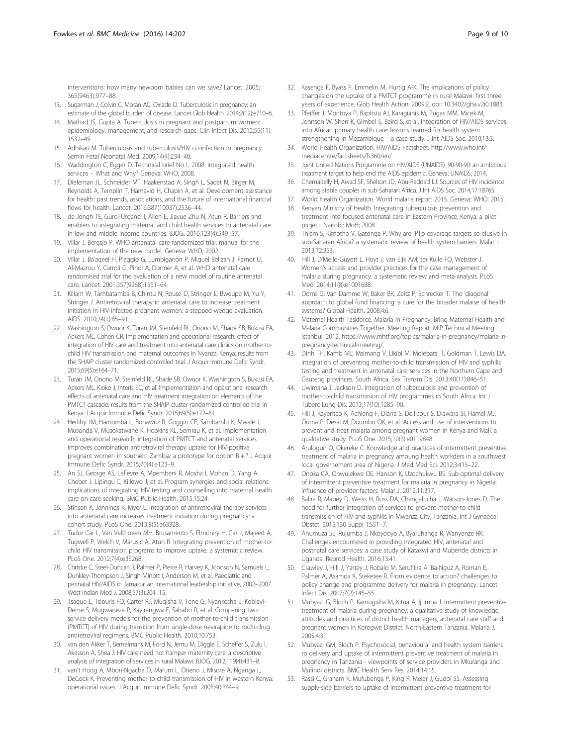interventions: how many newborn babies can we save? Lancet. 2005; 365(9463):977–88.

13. Sugarman J, Colvin C, Moran AC, Oxlade O. Tuberculosis in pregnancy: an estimate of the global burden of disease. Lancet Glob Health. 2014;2(12):e710–6.
14. Mathad JS, Gupta A. Tuberculosis in pregnant and postpartum women: epidemiology, management, and research gaps. Clin Infect Dis. 2012;55(11): 1532–49.
15. Adhikari M. Tuberculosis and tuberculosis/HIV co-infection in pregnancy. Semin Fetal Neonatal Med. 2009;14(4):234–40.
16. Waddington C, Egger D. Technical brief No.1, 2008. Integrated health services – What and Why? Geneva: WHO; 2008.
17. Dieleman JL, Schneider MT, Haakenstad A, Singh L, Sadat N, Birger M, Reynolds A, Templin T, Hamavid H, Chapin A, et al. Development assistance for health: past trends, associations, and the future of international financial flows for health. Lancet. 2016;387(10037):2536–44.
18. de Jongh TE, Gurol-Urganci I, Allen E, Jiayue Zhu N, Atun R. Barriers and enablers to integrating maternal and child health services to antenatal care in low and middle income countries. BJOG. 2016;123(4):549–57.
19. Villar J, Bergsjo P. WHO antenatal care randomized trial: manual for the implementation of the new model. Geneva: WHO; 2002.
20. Villar J, Ba'aqeel H, Piaggio G, Lumbiganon P, Miguel Belizan J, Farnot U, Al-Mazrou Y, Carroli G, Pinol A, Donner A, et al. WHO antenatal care randomised trial for the evaluation of a new model of routine antenatal care. Lancet. 2001;357(9268):1551–64.
21. Killam W, Tambatamba B, Chintu N, Rouse D, Stringer E, Bweupe M, Yu Y, Stringer J. Antiretroviral therapy in antenatal care to increase treatment initiation in HIV-infected pregnant women: a stepped-wedge evaluation. AIDS. 2010;24(1):85–91.
22. Washington S, Owuor K, Turan JM, Steinfeld RL, Onono M, Shade SB, Bukusi EA, Ackers ML, Cohen CR. Implementation and operational research: effect of integration of HIV care and treatment into antenatal care clinics on mother-to-child HIV transmission and maternal outcomes in Nyanza, Kenya: results from the SHAIP cluster randomized controlled trial. J Acquir Immune Defic Syndr. 2015;69(5):e164–71.
23. Turan JM, Onono M, Steinfeld RL, Shade SB, Owuor K, Washington S, Bukusi EA, Ackers ML, Kioko J, Interis EC, et al. Implementation and operational research: effects of antenatal care and HIV treatment integration on elements of the PMTCT cascade: results from the SHAIP cluster-randomized controlled trial in Kenya. J Acquir Immune Defic Syndr. 2015;69(5):e172–81.
24. Herlihy JM, Hamomba L, Bonawitz R, Goggin CE, Sambambi K, Mwale J, Musonda V, Musokatwane K, Hopkins KL, Semrau K, et al. Implementation and operational research: integration of PMTCT and antenatal services improves combination antiretroviral therapy uptake for HIV-positive pregnant women in southern Zambia: a prototype for option B + ? J Acquir Immune Defic Syndr. 2015;70(4):e123–9.
25. An SJ, George AS, LeFevre A, Mpembeni R, Mosha I, Mohan D, Yang A, Chebet J, Lipingu C, Killewo J, et al. Program synergies and social relations: implications of integrating HIV testing and counselling into maternal health care on care seeking. BMC Public Health. 2015;15:24.
26. Stinson K, Jennings K, Myer L. Integration of antiretroviral therapy services into antenatal care increases treatment initiation during pregnancy: a cohort study. PLoS One. 2013;8(5):e63328.
27. Tudor Car L, Van Velthoven MH, Brusamento S, Elmoniry H, Car J, Majeed A, Tugwell P, Welch V, Marusic A, Atun R. Integrating prevention of mother-to-child HIV transmission programs to improve uptake: a systematic review. PLoS One. 2012;7(4):e35268.
28. Christie C, Steel-Duncan J, Palmer P, Pierre R, Harvey K, Johnson N, Samuels L, Dunkley-Thompson J, Singh-Minott I, Anderson M, et al. Paediatric and perinatal HIV/AIDS in Jamaica: an international leadership initiative, 2002–2007. West Indian Med J. 2008;57(3):204–15.
29. Tsague L, Tsiouris FO, Carter RJ, Mugisha V, Tene G, Nyankesha E, Koblavi-Deme S, Mugwaneza P, Kayirangwa E, Sahabo R, et al. Comparing two service delivery models for the prevention of mother-to-child transmission (PMTCT) of HIV during transition from single-dose nevirapine to multi-drug antiretroviral regimens. BMC Public Health. 2010;10:753.
30. van den Akker T, Bemelmans M, Ford N, Jemu M, Diggle E, Scheffer S, Zulu I, Akesson A, Shea J. HIV care need not hamper maternity care: a descriptive analysis of integration of services in rural Malawi. BJOG. 2012;119(4):431–8.
31. van't Hoog A, Mbori-Ngacha D, Marum L, Otieno J, Misore A, Nganga L, DeCock K. Preventing mother-to-child transmission of HIV in western Kenya: operational issues. J Acquir Immune Defic Syndr. 2005;40:344–9.
32. Kasenga F, Byass P, Emmelin M, Hurtig A-K. The implications of policy changes on the uptake of a PMTCT programme in rural Malawi: first three years of experience. Glob Health Action. 2009;2. doi: 10.3402/gha.v2i0.1883.
33. Pfeiffer J, Montoya P, Baptista AJ, Karagianis M, Pugas MM, Micek M, Johnson W, Sherr K, Gimbel S, Baird S, et al. Integration of HIV/AIDS services into African primary health care: lessons learned for health system strengthening in Mozambique – a case study. J Int AIDS Soc. 2010;13:3.
34. World Health Organization. HIV/AIDS Factsheet. http://www.who.int/mediacentre/factsheets/fs360/en/.
35. Joint United Nations Programme on HIV/AIDS (UNAIDS). 90-90-90: an ambitious treatment target to help end the AIDS epidemic. Geneva: UNAIDS; 2014.
36. Chemaitelly H, Awad SF, Shelton JD, Abu-Raddad LJ. Sources of HIV incidence among stable couples in sub-Saharan Africa. J Int AIDS Soc. 2014;17:18765.
37. World Health Organization. World malaria report 2015. Geneva: WHO; 2015.
38. Kenyan Ministry of Health. Integrating tuberculosis prevention and treatment into focused antenatal care in Eastern Province, Kenya: a pilot project. Nairobi: MoH; 2008.
39. Thiam S, Kimotho V, Gatonga P. Why are IPTp coverage targets so elusive in sub-Saharan Africa? a systematic review of health system barriers. Malar J. 2013;12:353.
40. Hill J, D'Mello-Guyett L, Hoyt J, van Eijk AM, ter Kuile FO, Webster J. Women's access and provider practices for the case management of malaria during pregnancy: a systematic review and meta-analysis. PLoS Med. 2014;11(8):e1001688.
41. Ooms G, Van Damme W, Baker BK, Zeitz P, Schrecker T. The 'diagonal' approach to global fund financing: a cure for the broader malaise of health systems? Global Health. 2008;4:6.
42. Maternal Health Taskforce. Malaria in Pregnancy: Bring Maternal Health and Malaria Communities Together. Meeting Report. MiP Technical Meeting. Istanbul; 2012. https://www.mhtf.org/topics/malaria-in-pregnancy/malaria-in-pregnancy-technical-meeting/.
43. Dinh TH, Kamb ML, Msimang V, Likibi M, Molebatsi T, Goldman T, Lewis DA. Integration of preventing mother-to-child transmission of HIV and syphilis testing and treatment in antenatal care services in the Northern Cape and Gauteng provinces, South Africa. Sex Transm Dis. 2013;40(11):846–51.
44. Uwimana J, Jackson D. Integration of tuberculosis and prevention of mother-to-child transmission of HIV programmes in South Africa. Int J Tuberc Lung Dis. 2013;17(10):1285–90.
45. Hill J, Kayentao K, Achieng F, Diarra S, Dellicour S, Diawara SI, Hamel MJ, Ouma P, Desai M, Doumbo OK, et al. Access and use of interventions to prevent and treat malaria among pregnant women in Kenya and Mali: a qualitative study. PLoS One. 2015;10(3):e0119848.
46. Arulogun O, Okereke C. Knowledge and practices of intermittent preventive treatment of malaria in pregnancy amoung health workders in a southwest local governement area of Nigeria. J Med Med Sci. 2012;3:415–22.
47. Onoka CA, Onwujekwe OE, Hanson K, Uzochukwu BS. Sub-optimal delivery of intermittent preventive treatment for malaria in pregnancy in Nigeria: influence of provider factors. Malar J. 2012;11:317.
48. Balira R, Mabey D, Weiss H, Ross DA, Changalucha J, Watson-Jones D. The need for further integration of services to prevent mother-to-child transmission of HIV and syphilis in Mwanza City, Tanzania. Int J Gynaecol Obstet. 2015;130 Suppl 1:S51–7.
49. Ahumuza SE, Rujumba J, Nkoyooyo A, Byaruhanga R, Wanyenze RK. Challenges encountered in providing integrated HIV, antenatal and postnatal care services: a case study of Katakwi and Mubende districts in Uganda. Reprod Health. 2016;13:41.
50. Crawley J, Hill J, Yartey J, Robalo M, Serufilira A, Ba-Nguz A, Roman E, Palmer A, Asamoa K, Steketee R. From evidence to action? challenges to policy change and programme delivery for malaria in pregnancy. Lancet Infect Dis. 2007;7(2):145–55.
51. Mubyazi G, Bloch P, Kamugisha M, Kitua A, Ijumba J. Intermittent preventive treatment of malaria during pregnancy: a qualitative study of knowledge, attitudes and practices of district health managers, antenatal care staff and pregnant women in Korogwe District, North-Eastern Tanzania. Malaria J. 2005;4:31.
52. Mubyazi GM, Bloch P. Psychosocial, behavioural and health system barriers to delivery and uptake of intermittent preventive treatment of malaria in pregnancy in Tanzania - viewpoints of service providers in Mkuranga and Mufindi districts. BMC Health Serv Res. 2014;14:15.
53. Rassi C, Graham K, Mufubenga P, King R, Meier J, Gudoi SS. Assessing supply-side barriers to uptake of intermittent preventive treatment for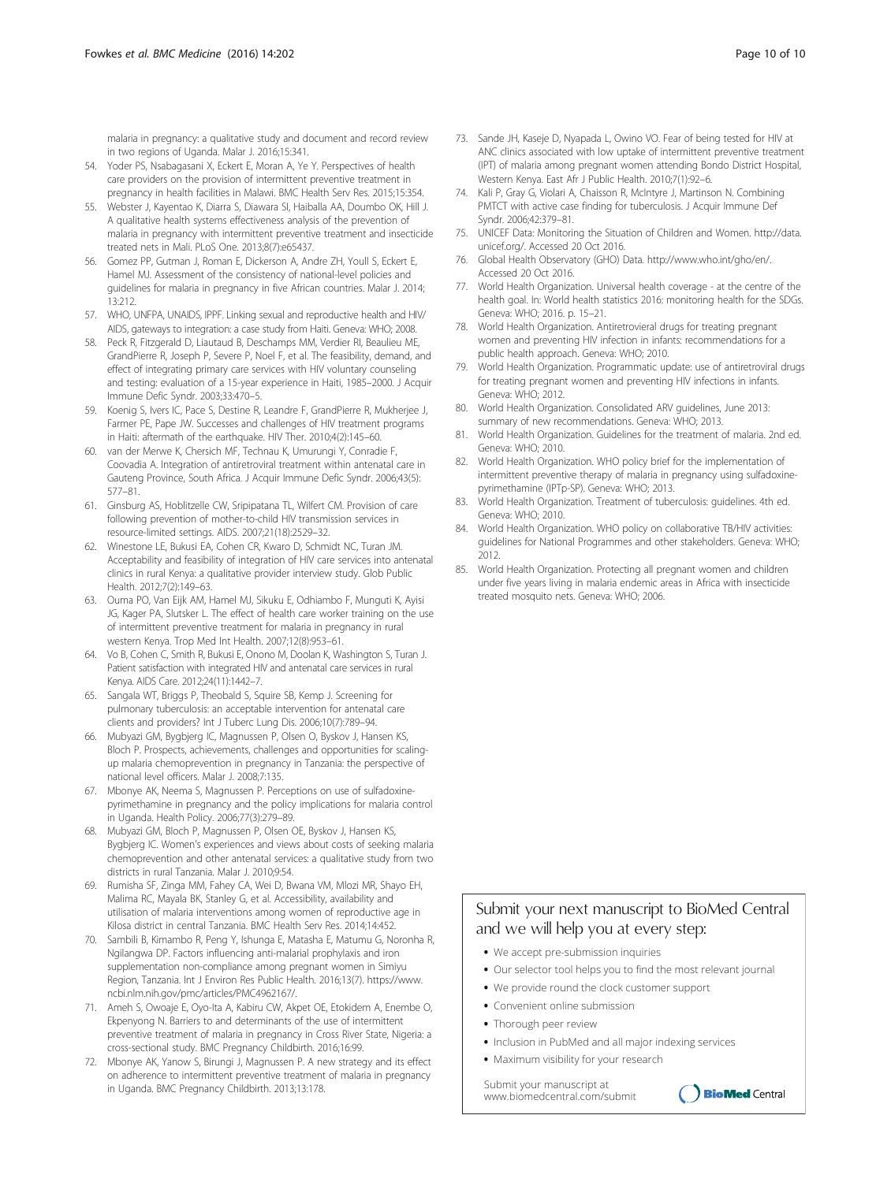malaria in pregnancy: a qualitative study and document and record review in two regions of Uganda. Malar J. 2016;15:341.

54. Yoder PS, Nsabagasani X, Eckert E, Moran A, Ye Y. Perspectives of health care providers on the provision of intermittent preventive treatment in pregnancy in health facilities in Malawi. BMC Health Serv Res. 2015;15:354.
55. Webster J, Kayentao K, Diarra S, Diawara SI, Haiballa AA, Doumbo OK, Hill J. A qualitative health systems effectiveness analysis of the prevention of malaria in pregnancy with intermittent preventive treatment and insecticide treated nets in Mali. PLoS One. 2013;8(7):e65437.
56. Gomez PP, Gutman J, Roman E, Dickerson A, Andre ZH, Youll S, Eckert E, Hamel MJ. Assessment of the consistency of national-level policies and guidelines for malaria in pregnancy in five African countries. Malar J. 2014;13:212.
57. WHO, UNFPA, UNAIDS, IPPF. Linking sexual and reproductive health and HIV/AIDS, gateways to integration: a case study from Haiti. Geneva: WHO; 2008.
58. Peck R, Fitzgerald D, Liautaud B, Deschamps MM, Verdier RI, Beaulieu ME, GrandPierre R, Joseph P, Severe P, Noel F, et al. The feasibility, demand, and effect of integrating primary care services with HIV voluntary counseling and testing: evaluation of a 15-year experience in Haiti, 1985–2000. J Acquir Immune Defic Syndr. 2003;33:470–5.
59. Koenig S, Ivers lC, Pace S, Destine R, Leandre F, GrandPierre R, Mukherjee J, Farmer PE, Pape JW. Successes and challenges of HIV treatment programs in Haiti: aftermath of the earthquake. HIV Ther. 2010;4(2):145–60.
60. van der Merwe K, Chersich MF, Technau K, Umurungi Y, Conradie F, Coovadia A. Integration of antiretroviral treatment within antenatal care in Gauteng Province, South Africa. J Acquir Immune Defic Syndr. 2006;43(5):577–81.
61. Ginsburg AS, Hoblitzelle CW, Sripipatana TL, Wilfert CM. Provision of care following prevention of mother-to-child HIV transmission services in resource-limited settings. AIDS. 2007;21(18):2529–32.
62. Winestone LE, Bukusi EA, Cohen CR, Kwaro D, Schmidt NC, Turan JM. Acceptability and feasibility of integration of HIV care services into antenatal clinics in rural Kenya: a qualitative provider interview study. Glob Public Health. 2012;7(2):149–63.
63. Ouma PO, Van Eijk AM, Hamel MJ, Sikuku E, Odhiambo F, Munguti K, Ayisi JG, Kager PA, Slutsker L. The effect of health care worker training on the use of intermittent preventive treatment for malaria in pregnancy in rural western Kenya. Trop Med Int Health. 2007;12(8):953–61.
64. Vo B, Cohen C, Smith R, Bukusi E, Onono M, Doolan K, Washington S, Turan J. Patient satisfaction with integrated HIV and antenatal care services in rural Kenya. AIDS Care. 2012;24(11):1442–7.
65. Sangala WT, Briggs P, Theobald S, Squire SB, Kemp J. Screening for pulmonary tuberculosis: an acceptable intervention for antenatal care clients and providers? Int J Tuberc Lung Dis. 2006;10(7):789–94.
66. Mubyazi GM, Bygbjerg IC, Magnussen P, Olsen O, Byskov J, Hansen KS, Bloch P. Prospects, achievements, challenges and opportunities for scaling-up malaria chemoprevention in pregnancy in Tanzania: the perspective of national level officers. Malar J. 2008;7:135.
67. Mbonye AK, Neema S, Magnussen P. Perceptions on use of sulfadoxine-pyrimethamine in pregnancy and the policy implications for malaria control in Uganda. Health Policy. 2006;77(3):279–89.
68. Mubyazi GM, Bloch P, Magnussen P, Olsen OE, Byskov J, Hansen KS, Bygbjerg IC. Women's experiences and views about costs of seeking malaria chemoprevention and other antenatal services: a qualitative study from two districts in rural Tanzania. Malar J. 2010;9:54.
69. Rumisha SF, Zinga MM, Fahey CA, Wei D, Bwana VM, Mlozi MR, Shayo EH, Malima RC, Mayala BK, Stanley G, et al. Accessibility, availability and utilisation of malaria interventions among women of reproductive age in Kilosa district in central Tanzania. BMC Health Serv Res. 2014;14:452.
70. Sambili B, Kimambo R, Peng Y, Ishunga E, Matasha E, Matumu G, Noronha R, Ngilangwa DP. Factors influencing anti-malarial prophylaxis and iron supplementation non-compliance among pregnant women in Simiyu Region, Tanzania. Int J Environ Res Public Health. 2016;13(7). https://www.ncbi.nlm.nih.gov/pmc/articles/PMC4962167/.
71. Ameh S, Owoaje E, Oyo-Ita A, Kabiru CW, Akpet OE, Etokidem A, Enembe O, Ekpenyong N. Barriers to and determinants of the use of intermittent preventive treatment of malaria in pregnancy in Cross River State, Nigeria: a cross-sectional study. BMC Pregnancy Childbirth. 2016;16:99.
72. Mbonye AK, Yanow S, Birungi J, Magnussen P. A new strategy and its effect on adherence to intermittent preventive treatment of malaria in pregnancy in Uganda. BMC Pregnancy Childbirth. 2013;13:178.
73. Sande JH, Kaseje D, Nyapada L, Owino VO. Fear of being tested for HIV at ANC clinics associated with low uptake of intermittent preventive treatment (IPT) of malaria among pregnant women attending Bondo District Hospital, Western Kenya. East Afr J Public Health. 2010;7(1):92–6.
74. Kali P, Gray G, Violari A, Chaisson R, McIntyre J, Martinson N. Combining PMTCT with active case finding for tuberculosis. J Acquir Immune Def Syndr. 2006;42:379–81.
75. UNICEF Data: Monitoring the Situation of Children and Women. http://data.unicef.org/. Accessed 20 Oct 2016.
76. Global Health Observatory (GHO) Data. http://www.who.int/gho/en/. Accessed 20 Oct 2016.
77. World Health Organization. Universal health coverage - at the centre of the health goal. In: World health statistics 2016: monitoring health for the SDGs. Geneva: WHO; 2016. p. 15–21.
78. World Health Organization. Antiretrovieral drugs for treating pregnant women and preventing HIV infection in infants: recommendations for a public health approach. Geneva: WHO; 2010.
79. World Health Organization. Programmatic update: use of antiretroviral drugs for treating pregnant women and preventing HIV infections in infants. Geneva: WHO; 2012.
80. World Health Organization. Consolidated ARV guidelines, June 2013: summary of new recommendations. Geneva: WHO; 2013.
81. World Health Organization. Guidelines for the treatment of malaria. 2nd ed. Geneva: WHO; 2010.
82. World Health Organization. WHO policy brief for the implementation of intermittent preventive therapy of malaria in pregnancy using sulfadoxine-pyrimethamine (IPTp-SP). Geneva: WHO; 2013.
83. World Health Organization. Treatment of tuberculosis: guidelines. 4th ed. Geneva: WHO; 2010.
84. World Health Organization. WHO policy on collaborative TB/HIV activities: guidelines for National Programmes and other stakeholders. Geneva: WHO; 2012.
85. World Health Organization. Protecting all pregnant women and children under five years living in malaria endemic areas in Africa with insecticide treated mosquito nets. Geneva: WHO; 2006.

Submit your next manuscript to BioMed Central and we will help you at every step:

- We accept pre-submission inquiries
- Our selector tool helps you to find the most relevant journal
- We provide round the clock customer support
- Convenient online submission
- Thorough peer review
- Inclusion in PubMed and all major indexing services
- Maximum visibility for your research

Submit your manuscript at www.biomedcentral.com/submit

BioMed Central